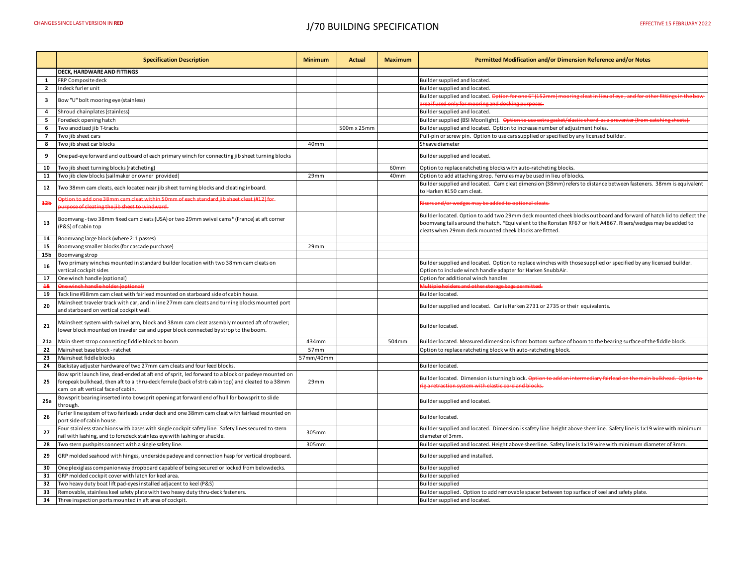CHANGES SINCE LAST VERSION IN **RED**

# J/70 BUILDING SPECIFICATION

EFFECTIVE 15 FEBRUARY 2022

| | Specification Description | Minimum | Actual | Maximum | Permitted Modification and/or Dimension Reference and/or Notes |
|---|---|---|---|---|---|
| | **DECK, HARDWARE AND FITTINGS** | | | | |
| 1 | FRP Composite deck | | | | Builder supplied and located. |
| 2 | Indeck furler unit | | | | Builder supplied and located. |
| 3 | Bow "U" bolt mooring eye (stainless) | | | | Builder supplied and located. ~~Option for one 6" (152mm) mooring cleat in lieu of eye, and for other fittings in the bow area if used only for mooring and docking purposes.~~ |
| 4 | Shroud chainplates (stainless) | | | | Builder supplied and located. |
| 5 | Foredeck opening hatch | | | | Builder supplied (BSI Moonlight). ~~Option to use extra gasket/elastic chord as a preventer (from catching sheets).~~ |
| 6 | Two anodized jib T-tracks | | 500m x 25mm | | Builder supplied and located. Option to increase number of adjustment holes. |
| 7 | Two jib sheet cars | | | | Pull-pin or screw pin. Option to use cars supplied or specified by any licensed builder. |
| 8 | Two jib sheet car blocks | 40mm | | | Sheave diameter |
| 9 | One pad-eye forward and outboard of each primary winch for connecting jib sheet turning blocks | | | | Builder supplied and located. |
| 10 | Two jib sheet turning blocks (ratcheting) | | | 60mm | Option to replace ratcheting blocks with auto-ratcheting blocks. |
| 11 | Two jib clew blocks (sailmaker or owner provided) | 29mm | | 40mm | Option to add attaching strop. Ferrules may be used in lieu of blocks. |
| 12 | Two 38mm cam cleats, each located near jib sheet turning blocks and cleating inboard. | | | | Builder supplied and located. Cam cleat dimension (38mm) refers to distance between fasteners. 38mm is equivalent to Harken #150 cam cleat. |
| ~~12b~~ | ~~Option to add one 38mm cam cleat within 50mm of each standard jib sheet cleat (#12) for purpose of cleating the jib sheet to windward.~~ | | | | ~~Risers and/or wedges may be added to optional cleats.~~ |
| 13 | Boomvang - two 38mm fixed cam cleats (USA) or two 29mm swivel cams* (France) at aft corner (P&S) of cabin top | | | | Builder located. Option to add two 29mm deck mounted cheek blocks outboard and forward of hatch lid to deflect the boomvang tails around the hatch. *Equivalent to the Ronstan RF67 or Holt A4867. Risers/wedges may be added to cleats when 29mm deck mounted cheek blocks are fittted. |
| 14 | Boomvang large block (where 2:1 passes) | | | | |
| 15 | Boomvang smaller blocks (for cascade purchase) | 29mm | | | |
| 15b | Boomvang strop | | | | |
| 16 | Two primary winches mounted in standard builder location with two 38mm cam cleats on vertical cockpit sides | | | | Builder supplied and located. Option to replace winches with those supplied or specified by any licensed builder. Option to include winch handle adapter for Harken SnubbAir. |
| 17 | One winch handle (optional) | | | | Option for additional winch handles |
| ~~18~~ | ~~One winch handle holder (optional)~~ | | | | ~~Multiple holders and other storage bags permitted.~~ |
| 19 | Tack line #38mm cam cleat with fairlead mounted on starboard side of cabin house. | | | | Builder located. |
| 20 | Mainsheet traveler track with car, and in line 27mm cam cleats and turning blocks mounted port and starboard on vertical cockpit wall. | | | | Builder supplied and located. Car is Harken 2731 or 2735 or their equivalents. |
| 21 | Mainsheet system with swivel arm, block and 38mm cam cleat assembly mounted aft of traveler; lower block mounted on traveler car and upper block connected by strop to the boom. | | | | Builder located. |
| 21a | Main sheet strop connecting fiddle block to boom | 434mm | | 504mm | Builder located. Measured dimension is from bottom surface of boom to the bearing surface of the fiddle block. |
| 22 | Mainsheet base block - ratchet | 57mm | | | Option to replace ratcheting block with auto-ratcheting block. |
| 23 | Mainsheet fiddle blocks | 57mm/40mm | | | |
| 24 | Backstay adjuster hardware of two 27mm cam cleats and four feed blocks. | | | | Builder located. |
| 25 | Bow sprit launch line, dead-ended at aft end of sprit, led forward to a block or padeye mounted on forepeak bulkhead, then aft to a thru-deck ferrule (back of strb cabin top) and cleated to a 38mm cam on aft vertical face of cabin. | 29mm | | | Builder located. Dimension is turning block. ~~Option to add an intermediary fairlead on the main bulkhead. Option to rig a retraction system with elastic cord and blocks.~~ |
| 25a | Bowsprit bearing inserted into bowsprit opening at forward end of hull for bowsprit to slide through. | | | | Builder supplied and located. |
| 26 | Furler line system of two fairleads under deck and one 38mm cam cleat with fairlead mounted on port side of cabin house. | | | | Builder located. |
| 27 | Four stainless stanchions with bases with single cockpit safety line. Safety lines secured to stern rail with lashing, and to foredeck stainless eye with lashing or shackle. | 305mm | | | Builder supplied and located. Dimension is safety line height above sheerline. Safety line is 1x19 wire with minimum diameter of 3mm. |
| 28 | Two stern pushpits connect with a single safety line. | 305mm | | | Builder supplied and located. Height above sheerline. Safety line is 1x19 wire with minimum diameter of 3mm. |
| 29 | GRP molded seahood with hinges, underside padeye and connection hasp for vertical dropboard. | | | | Builder supplied and installed. |
| 30 | One plexiglass companionway dropboard capable of being secured or locked from belowdecks. | | | | Builder supplied |
| 31 | GRP molded cockpit cover with latch for keel area. | | | | Builder supplied |
| 32 | Two heavy duty boat lift pad-eyes installed adjacent to keel (P&S) | | | | Builder supplied |
| 33 | Removable, stainless keel safety plate with two heavy duty thru-deck fasteners. | | | | Builder supplied. Option to add removable spacer between top surface of keel and safety plate. |
| 34 | Three inspection ports mounted in aft area of cockpit. | | | | Builder supplied and located. |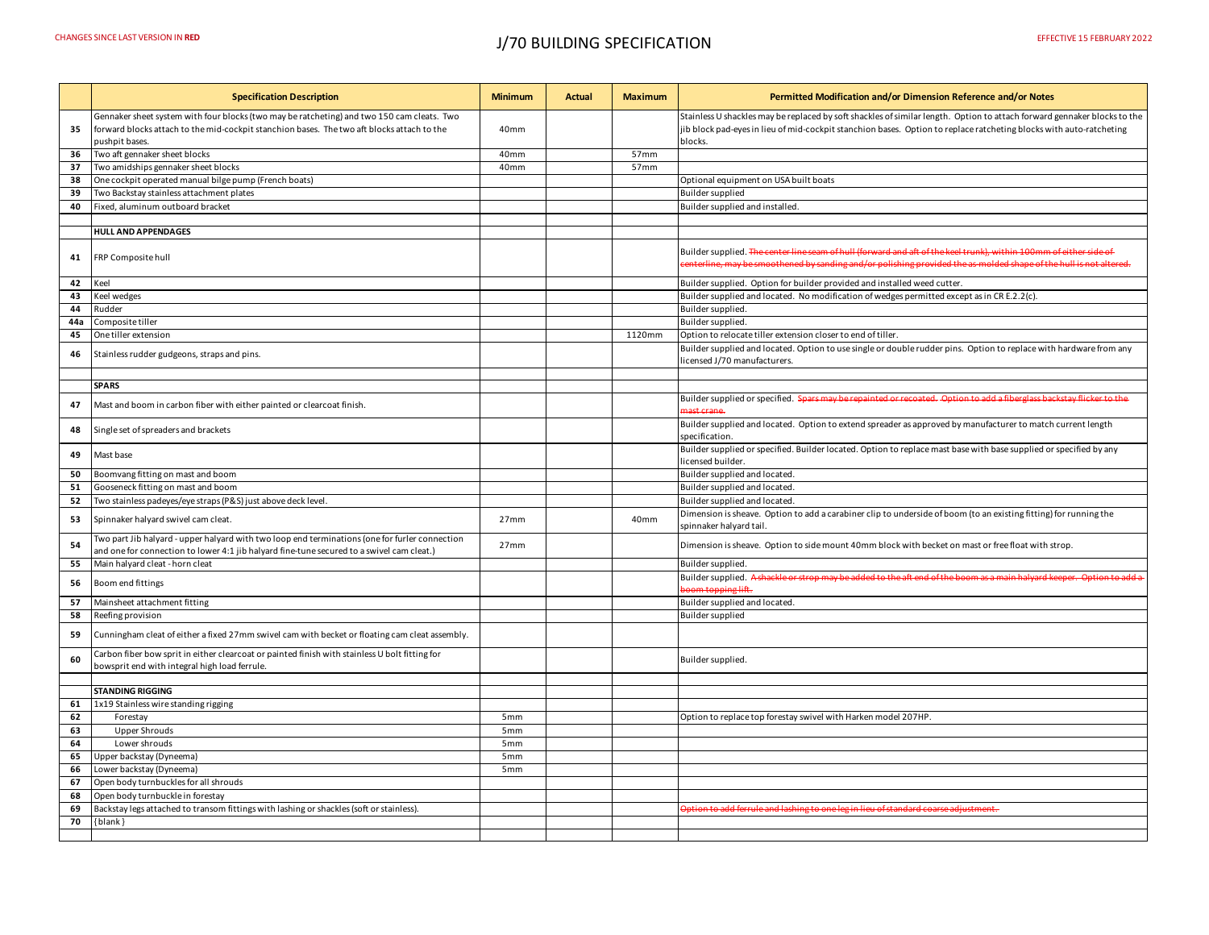CHANGES SINCE LAST VERSION IN **RED**

# J/70 BUILDING SPECIFICATION

EFFECTIVE 15 FEBRUARY 2022

| | Specification Description | Minimum | Actual | Maximum | Permitted Modification and/or Dimension Reference and/or Notes |
|---|---|---|---|---|---|
| 35 | Gennaker sheet system with four blocks (two may be ratcheting) and two 150 cam cleats. Two forward blocks attach to the mid-cockpit stanchion bases. The two aft blocks attach to the pushpit bases. | 40mm | | | Stainless U shackles may be replaced by soft shackles of similar length. Option to attach forward gennaker blocks to the jib block pad-eyes in lieu of mid-cockpit stanchion bases. Option to replace ratcheting blocks with auto-ratcheting blocks. |
| 36 | Two aft gennaker sheet blocks | 40mm | | 57mm | |
| 37 | Two amidships gennaker sheet blocks | 40mm | | 57mm | |
| 38 | One cockpit operated manual bilge pump (French boats) | | | | Optional equipment on USA built boats |
| 39 | Two Backstay stainless attachment plates | | | | Builder supplied |
| 40 | Fixed, aluminum outboard bracket | | | | Builder supplied and installed. |
| | | | | | |
| | **HULL AND APPENDAGES** | | | | |
| 41 | FRP Composite hull | | | | Builder supplied. ~~The center line seam of hull (forward and aft of the keel trunk), within 100mm of either side of centerline, may be smoothened by sanding and/or polishing provided the as-molded shape of the hull is not altered.~~ |
| 42 | Keel | | | | Builder supplied. Option for builder provided and installed weed cutter. |
| 43 | Keel wedges | | | | Builder supplied and located. No modification of wedges permitted except as in CR E.2.2(c). |
| 44 | Rudder | | | | Builder supplied. |
| 44a | Composite tiller | | | | Builder supplied. |
| 45 | One tiller extension | | | 1120mm | Option to relocate tiller extension closer to end of tiller. |
| 46 | Stainless rudder gudgeons, straps and pins. | | | | Builder supplied and located. Option to use single or double rudder pins. Option to replace with hardware from any licensed J/70 manufacturers. |
| | | | | | |
| | **SPARS** | | | | |
| 47 | Mast and boom in carbon fiber with either painted or clearcoat finish. | | | | Builder supplied or specified. ~~Spars may be repainted or recoated. Option to add a fiberglass backstay flicker to the mast crane.~~ |
| 48 | Single set of spreaders and brackets | | | | Builder supplied and located. Option to extend spreader as approved by manufacturer to match current length specification. |
| 49 | Mast base | | | | Builder supplied or specified. Builder located. Option to replace mast base with base supplied or specified by any licensed builder. |
| 50 | Boomvang fitting on mast and boom | | | | Builder supplied and located. |
| 51 | Gooseneck fitting on mast and boom | | | | Builder supplied and located. |
| 52 | Two stainless padeyes/eye straps (P&S) just above deck level. | | | | Builder supplied and located. |
| 53 | Spinnaker halyard swivel cam cleat. | 27mm | | 40mm | Dimension is sheave. Option to add a carabiner clip to underside of boom (to an existing fitting) for running the spinnaker halyard tail. |
| 54 | Two part Jib halyard - upper halyard with two loop end terminations (one for furler connection and one for connection to lower 4:1 jib halyard fine-tune secured to a swivel cam cleat.) | 27mm | | | Dimension is sheave. Option to side mount 40mm block with becket on mast or free float with strop. |
| 55 | Main halyard cleat - horn cleat | | | | Builder supplied. |
| 56 | Boom end fittings | | | | Builder supplied. ~~A shackle or strop may be added to the aft end of the boom as a main halyard keeper. Option to add a boom topping lift.~~ |
| 57 | Mainsheet attachment fitting | | | | Builder supplied and located. |
| 58 | Reefing provision | | | | Builder supplied |
| 59 | Cunningham cleat of either a fixed 27mm swivel cam with becket or floating cam cleat assembly. | | | | |
| 60 | Carbon fiber bow sprit in either clearcoat or painted finish with stainless U bolt fitting for bowsprit end with integral high load ferrule. | | | | Builder supplied. |
| | | | | | |
| | **STANDING RIGGING** | | | | |
| 61 | 1x19 Stainless wire standing rigging | | | | |
| 62 | Forestay | 5mm | | | Option to replace top forestay swivel with Harken model 207HP. |
| 63 | Upper Shrouds | 5mm | | | |
| 64 | Lower shrouds | 5mm | | | |
| 65 | Upper backstay (Dyneema) | 5mm | | | |
| 66 | Lower backstay (Dyneema) | 5mm | | | |
| 67 | Open body turnbuckles for all shrouds | | | | |
| 68 | Open body turnbuckle in forestay | | | | |
| 69 | Backstay legs attached to transom fittings with lashing or shackles (soft or stainless). | | | | ~~Option to add ferrule and lashing to one leg in lieu of standard coarse adjustment.~~ |
| 70 | {blank} | | | | |
| | | | | | |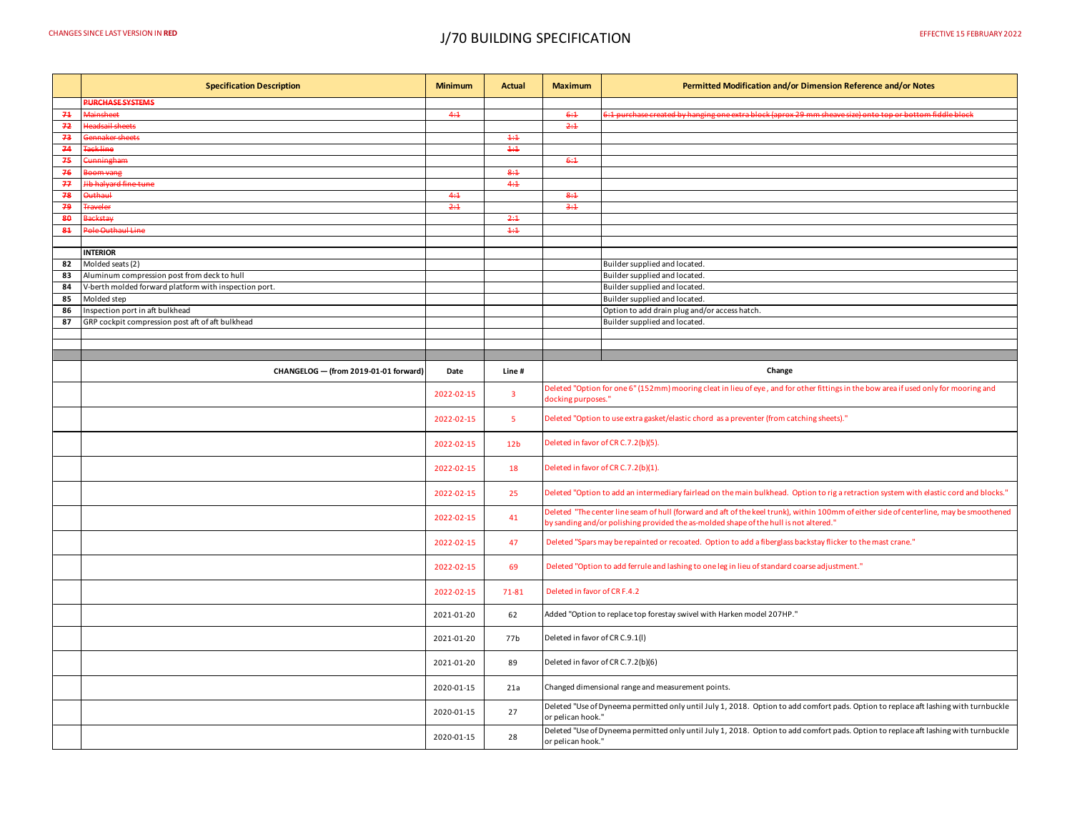CHANGES SINCE LAST VERSION IN **RED**

# J/70 BUILDING SPECIFICATION

EFFECTIVE 15 FEBRUARY 2022

| | Specification Description | Minimum | Actual | Maximum | Permitted Modification and/or Dimension Reference and/or Notes |
|---|---|---|---|---|---|
| | ~~**PURCHASE SYSTEMS**~~ | | | | |
| ~~71~~ | ~~Mainsheet~~ | ~~4:1~~ | | ~~6:1~~ | ~~6:1 purchase created by hanging one extra block (aprox 29 mm sheave size) onto top or bottom fiddle block~~ |
| ~~72~~ | ~~Headsail sheets~~ | | | ~~2:1~~ | |
| ~~73~~ | ~~Gennaker sheets~~ | | ~~1:1~~ | | |
| ~~74~~ | ~~Tack line~~ | | ~~1:1~~ | | |
| ~~75~~ | ~~Cunningham~~ | | | ~~6:1~~ | |
| ~~76~~ | ~~Boom vang~~ | | ~~8:1~~ | | |
| ~~77~~ | ~~Jib halyard fine-tune~~ | | ~~4:1~~ | | |
| ~~78~~ | ~~Outhaul~~ | ~~4:1~~ | | ~~8:1~~ | |
| ~~79~~ | ~~Traveler~~ | ~~2:1~~ | | ~~3:1~~ | |
| ~~80~~ | ~~Backstay~~ | | ~~2:1~~ | | |
| ~~81~~ | ~~Pole Outhaul Line~~ | | ~~1:1~~ | | |
| | | | | | |
| | **INTERIOR** | | | | |
| **82** | Molded seats (2) | | | | Builder supplied and located. |
| **83** | Aluminum compression post from deck to hull | | | | Builder supplied and located. |
| **84** | V-berth molded forward platform with inspection port. | | | | Builder supplied and located. |
| **85** | Molded step | | | | Builder supplied and located. |
| **86** | Inspection port in aft bulkhead | | | | Option to add drain plug and/or access hatch. |
| **87** | GRP cockpit compression post aft of aft bulkhead | | | | Builder supplied and located. |

| CHANGELOG — (from 2019-01-01 forward) | Date | Line # | Change |
|---|---|---|---|
| | 2022-02-15 | 3 | Deleted "Option for one 6" (152mm) mooring cleat in lieu of eye, and for other fittings in the bow area if used only for mooring and docking purposes." |
| | 2022-02-15 | 5 | Deleted "Option to use extra gasket/elastic chord as a preventer (from catching sheets)." |
| | 2022-02-15 | 12b | Deleted in favor of CR C.7.2(b)(5). |
| | 2022-02-15 | 18 | Deleted in favor of CR C.7.2(b)(1). |
| | 2022-02-15 | 25 | Deleted "Option to add an intermediary fairlead on the main bulkhead. Option to rig a retraction system with elastic cord and blocks." |
| | 2022-02-15 | 41 | Deleted "The center line seam of hull (forward and aft of the keel trunk), within 100mm of either side of centerline, may be smoothened by sanding and/or polishing provided the as-molded shape of the hull is not altered." |
| | 2022-02-15 | 47 | Deleted "Spars may be repainted or recoated. Option to add a fiberglass backstay flicker to the mast crane." |
| | 2022-02-15 | 69 | Deleted "Option to add ferrule and lashing to one leg in lieu of standard coarse adjustment." |
| | 2022-02-15 | 71-81 | Deleted in favor of CR F.4.2 |
| | 2021-01-20 | 62 | Added "Option to replace top forestay swivel with Harken model 207HP." |
| | 2021-01-20 | 77b | Deleted in favor of CR C.9.1(l) |
| | 2021-01-20 | 89 | Deleted in favor of CR C.7.2(b)(6) |
| | 2020-01-15 | 21a | Changed dimensional range and measurement points. |
| | 2020-01-15 | 27 | Deleted "Use of Dyneema permitted only until July 1, 2018. Option to add comfort pads. Option to replace aft lashing with turnbuckle or pelican hook." |
| | 2020-01-15 | 28 | Deleted "Use of Dyneema permitted only until July 1, 2018. Option to add comfort pads. Option to replace aft lashing with turnbuckle or pelican hook." |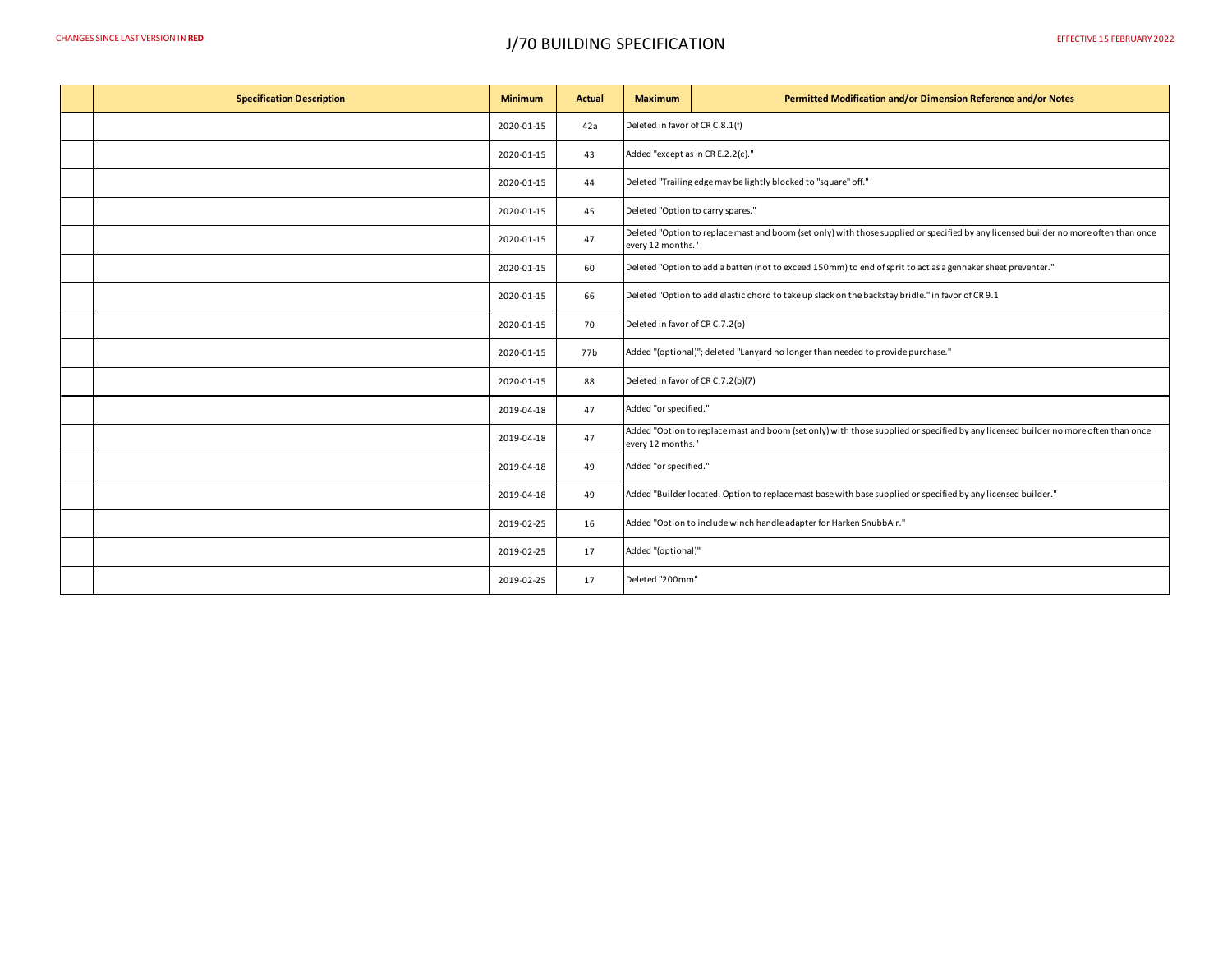| | Specification Description | Minimum | Actual | Maximum | Permitted Modification and/or Dimension Reference and/or Notes |
|---|---|---|---|---|---|
| | | 2020-01-15 | 42a | Deleted in favor of CR C.8.1(f) | |
| | | 2020-01-15 | 43 | Added "except as in CR E.2.2(c)." | |
| | | 2020-01-15 | 44 | Deleted "Trailing edge may be lightly blocked to "square" off." | |
| | | 2020-01-15 | 45 | Deleted "Option to carry spares." | |
| | | 2020-01-15 | 47 | Deleted "Option to replace mast and boom (set only) with those supplied or specified by any licensed builder no more often than once every 12 months." | |
| | | 2020-01-15 | 60 | Deleted "Option to add a batten (not to exceed 150mm) to end of sprit to act as a gennaker sheet preventer." | |
| | | 2020-01-15 | 66 | Deleted "Option to add elastic chord to take up slack on the backstay bridle." in favor of CR 9.1 | |
| | | 2020-01-15 | 70 | Deleted in favor of CR C.7.2(b) | |
| | | 2020-01-15 | 77b | Added "(optional)"; deleted "Lanyard no longer than needed to provide purchase." | |
| | | 2020-01-15 | 88 | Deleted in favor of CR C.7.2(b)(7) | |
| | | 2019-04-18 | 47 | Added "or specified." | |
| | | 2019-04-18 | 47 | Added "Option to replace mast and boom (set only) with those supplied or specified by any licensed builder no more often than once every 12 months." | |
| | | 2019-04-18 | 49 | Added "or specified." | |
| | | 2019-04-18 | 49 | Added "Builder located. Option to replace mast base with base supplied or specified by any licensed builder." | |
| | | 2019-02-25 | 16 | Added "Option to include winch handle adapter for Harken SnubbAir." | |
| | | 2019-02-25 | 17 | Added "(optional)" | |
| | | 2019-02-25 | 17 | Deleted "200mm" | |